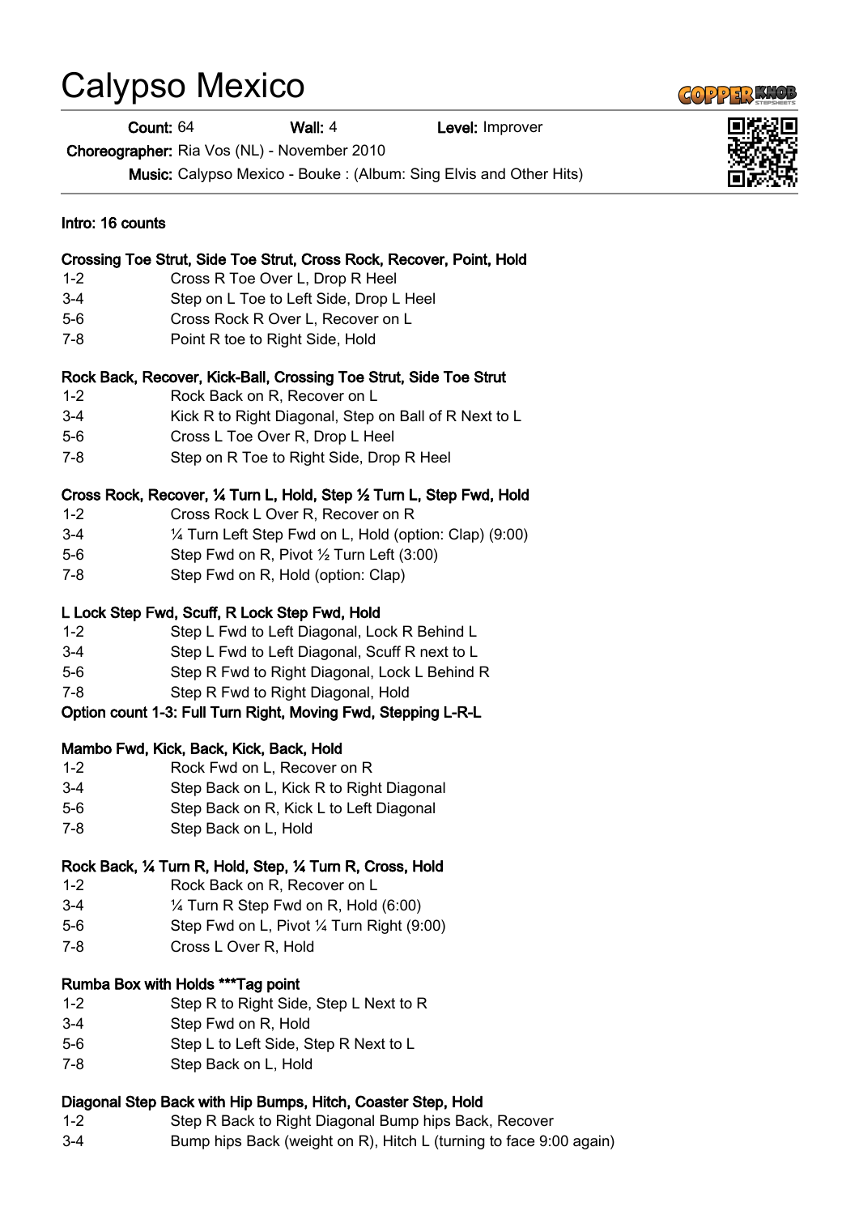# Calypso Mexico

**Count:** 64 **Wall:** 4 **Level:** Improver

**Choreographer:** Ria Vos (NL) - November 2010

**Music:** Calypso Mexico - Bouke : (Album: Sing Elvis and Other Hits)

**Intro: 16 counts**

**Crossing Toe Strut, Side Toe Strut, Cross Rock, Recover, Point, Hold**

| | |
|---|---|
| 1-2 | Cross R Toe Over L, Drop R Heel |
| 3-4 | Step on L Toe to Left Side, Drop L Heel |
| 5-6 | Cross Rock R Over L, Recover on L |
| 7-8 | Point R toe to Right Side, Hold |

**Rock Back, Recover, Kick-Ball, Crossing Toe Strut, Side Toe Strut**

| | |
|---|---|
| 1-2 | Rock Back on R, Recover on L |
| 3-4 | Kick R to Right Diagonal, Step on Ball of R Next to L |
| 5-6 | Cross L Toe Over R, Drop L Heel |
| 7-8 | Step on R Toe to Right Side, Drop R Heel |

**Cross Rock, Recover, ¼ Turn L, Hold, Step ½ Turn L, Step Fwd, Hold**

| | |
|---|---|
| 1-2 | Cross Rock L Over R, Recover on R |
| 3-4 | ¼ Turn Left Step Fwd on L, Hold (option: Clap) (9:00) |
| 5-6 | Step Fwd on R, Pivot ½ Turn Left (3:00) |
| 7-8 | Step Fwd on R, Hold (option: Clap) |

**L Lock Step Fwd, Scuff, R Lock Step Fwd, Hold**

| | |
|---|---|
| 1-2 | Step L Fwd to Left Diagonal, Lock R Behind L |
| 3-4 | Step L Fwd to Left Diagonal, Scuff R next to L |
| 5-6 | Step R Fwd to Right Diagonal, Lock L Behind R |
| 7-8 | Step R Fwd to Right Diagonal, Hold |

**Option count 1-3: Full Turn Right, Moving Fwd, Stepping L-R-L**

**Mambo Fwd, Kick, Back, Kick, Back, Hold**

| | |
|---|---|
| 1-2 | Rock Fwd on L, Recover on R |
| 3-4 | Step Back on L, Kick R to Right Diagonal |
| 5-6 | Step Back on R, Kick L to Left Diagonal |
| 7-8 | Step Back on L, Hold |

**Rock Back, ¼ Turn R, Hold, Step, ¼ Turn R, Cross, Hold**

| | |
|---|---|
| 1-2 | Rock Back on R, Recover on L |
| 3-4 | ¼ Turn R Step Fwd on R, Hold (6:00) |
| 5-6 | Step Fwd on L, Pivot ¼ Turn Right (9:00) |
| 7-8 | Cross L Over R, Hold |

**Rumba Box with Holds ***Tag point**

| | |
|---|---|
| 1-2 | Step R to Right Side, Step L Next to R |
| 3-4 | Step Fwd on R, Hold |
| 5-6 | Step L to Left Side, Step R Next to L |
| 7-8 | Step Back on L, Hold |

**Diagonal Step Back with Hip Bumps, Hitch, Coaster Step, Hold**

| | |
|---|---|
| 1-2 | Step R Back to Right Diagonal Bump hips Back, Recover |
| 3-4 | Bump hips Back (weight on R), Hitch L (turning to face 9:00 again) |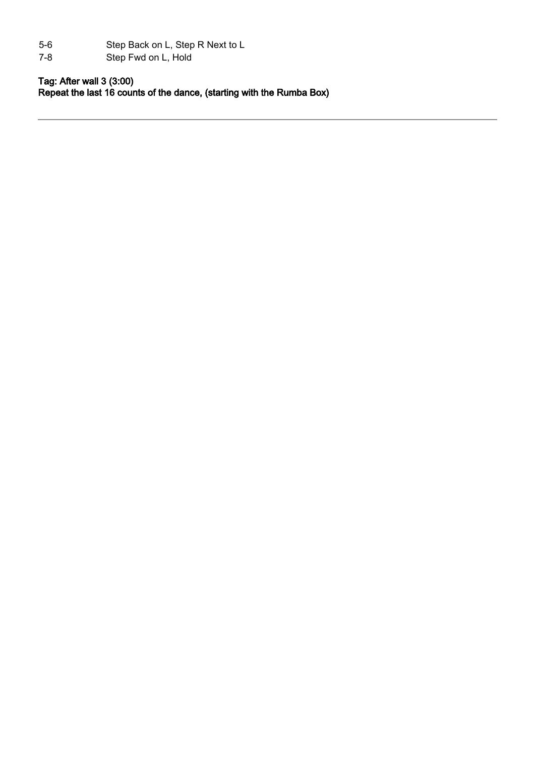5-6 Step Back on L, Step R Next to L
7-8 Step Fwd on L, Hold

**Tag: After wall 3 (3:00)**
**Repeat the last 16 counts of the dance, (starting with the Rumba Box)**

---